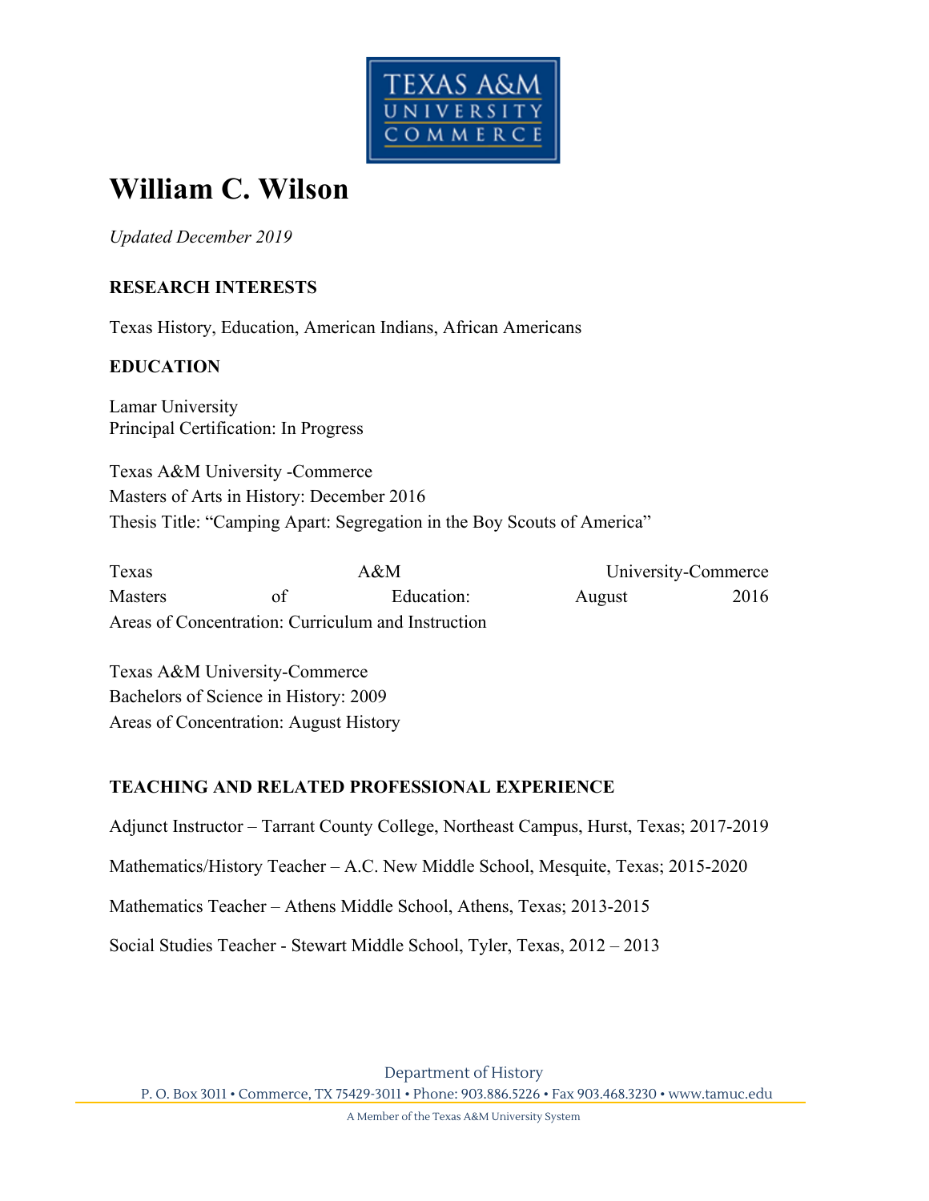# William C. Wilson

*Updated December 2019*

## RESEARCH INTERESTS

Texas History, Education, American Indians, African Americans

## EDUCATION

Lamar University
Principal Certification: In Progress

Texas A&M University -Commerce
Masters of Arts in History: December 2016
Thesis Title: "Camping Apart: Segregation in the Boy Scouts of America"

Texas A&M University-Commerce
Masters of Education: August 2016
Areas of Concentration: Curriculum and Instruction

Texas A&M University-Commerce
Bachelors of Science in History: 2009
Areas of Concentration: August History

## TEACHING AND RELATED PROFESSIONAL EXPERIENCE

Adjunct Instructor – Tarrant County College, Northeast Campus, Hurst, Texas; 2017-2019

Mathematics/History Teacher – A.C. New Middle School, Mesquite, Texas; 2015-2020

Mathematics Teacher – Athens Middle School, Athens, Texas; 2013-2015

Social Studies Teacher - Stewart Middle School, Tyler, Texas, 2012 – 2013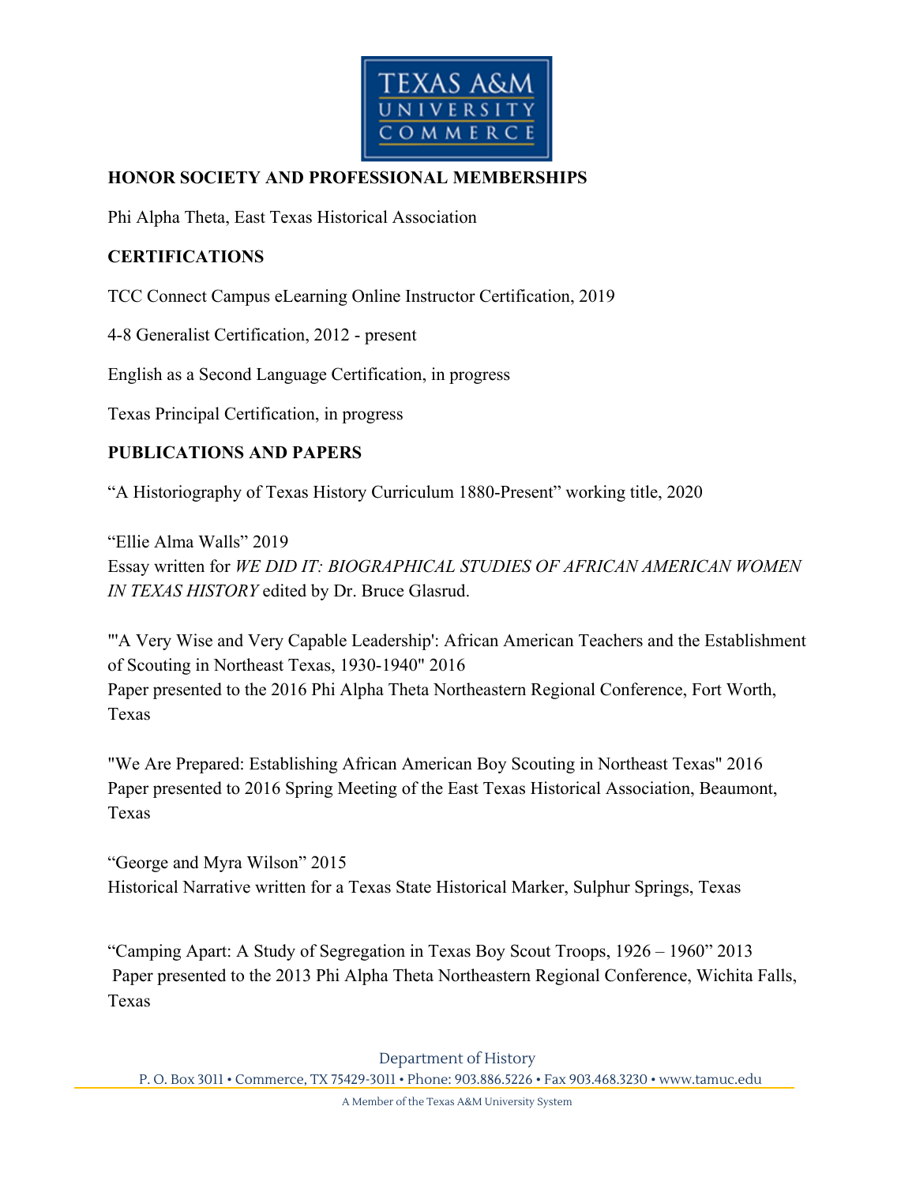## HONOR SOCIETY AND PROFESSIONAL MEMBERSHIPS

Phi Alpha Theta, East Texas Historical Association

## CERTIFICATIONS

TCC Connect Campus eLearning Online Instructor Certification, 2019

4-8 Generalist Certification, 2012 - present

English as a Second Language Certification, in progress

Texas Principal Certification, in progress

## PUBLICATIONS AND PAPERS

"A Historiography of Texas History Curriculum 1880-Present" working title, 2020

"Ellie Alma Walls" 2019
Essay written for *WE DID IT: BIOGRAPHICAL STUDIES OF AFRICAN AMERICAN WOMEN IN TEXAS HISTORY* edited by Dr. Bruce Glasrud.

"'A Very Wise and Very Capable Leadership': African American Teachers and the Establishment of Scouting in Northeast Texas, 1930-1940" 2016
Paper presented to the 2016 Phi Alpha Theta Northeastern Regional Conference, Fort Worth, Texas

"We Are Prepared: Establishing African American Boy Scouting in Northeast Texas" 2016
Paper presented to 2016 Spring Meeting of the East Texas Historical Association, Beaumont, Texas

"George and Myra Wilson" 2015
Historical Narrative written for a Texas State Historical Marker, Sulphur Springs, Texas

"Camping Apart: A Study of Segregation in Texas Boy Scout Troops, 1926 – 1960" 2013
Paper presented to the 2013 Phi Alpha Theta Northeastern Regional Conference, Wichita Falls, Texas